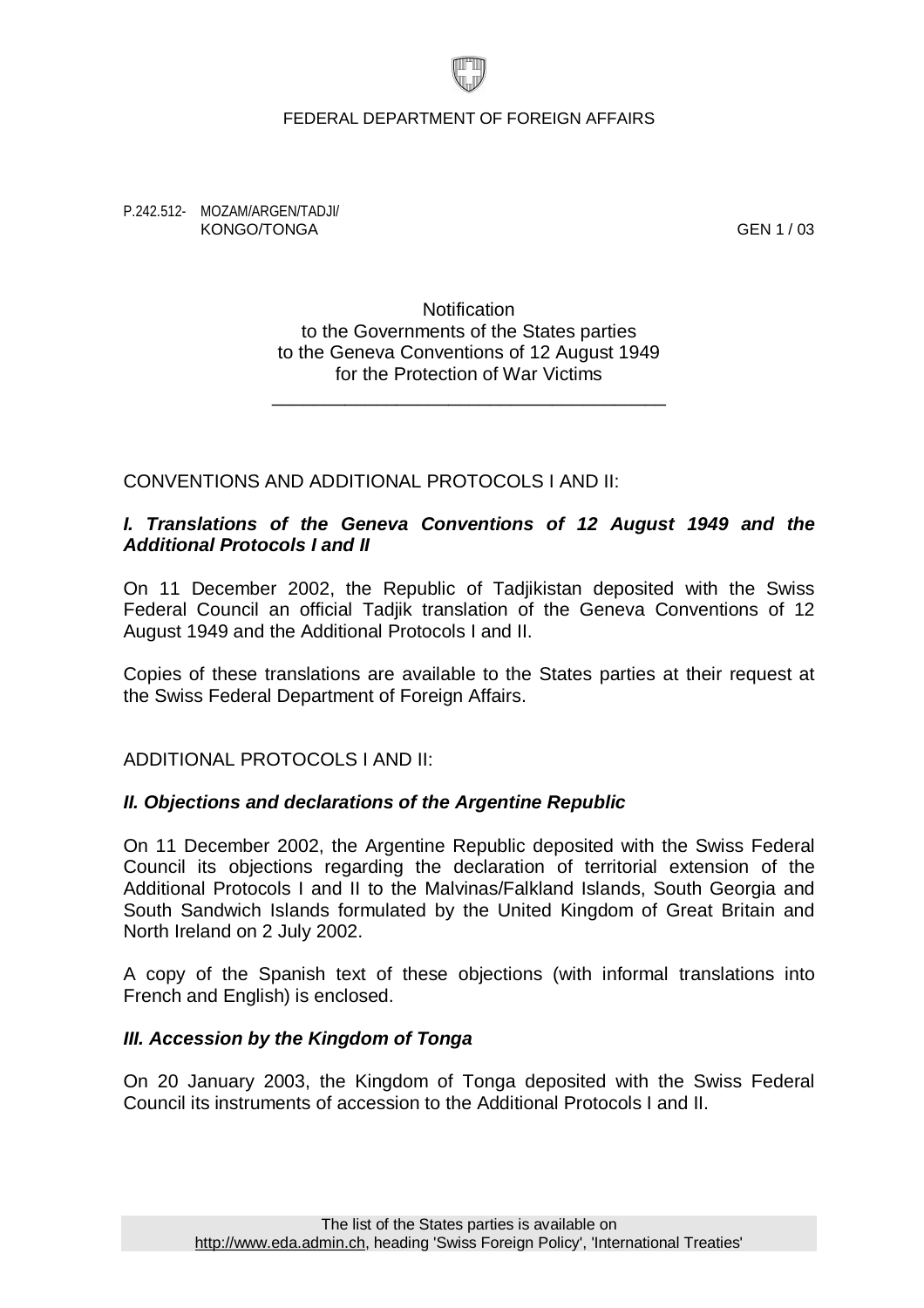FEDERAL DEPARTMENT OF FOREIGN AFFAIRS

P.242.512- MOZAM/ARGEN/TADJI/
KONGO/TONGA

GEN 1 / 03

# Notification
## to the Governments of the States parties to the Geneva Conventions of 12 August 1949 for the Protection of War Victims

CONVENTIONS AND ADDITIONAL PROTOCOLS I AND II:

### ***I. Translations of the Geneva Conventions of 12 August 1949 and the Additional Protocols I and II***

On 11 December 2002, the Republic of Tadjikistan deposited with the Swiss Federal Council an official Tadjik translation of the Geneva Conventions of 12 August 1949 and the Additional Protocols I and II.

Copies of these translations are available to the States parties at their request at the Swiss Federal Department of Foreign Affairs.

ADDITIONAL PROTOCOLS I AND II:

### ***II. Objections and declarations of the Argentine Republic***

On 11 December 2002, the Argentine Republic deposited with the Swiss Federal Council its objections regarding the declaration of territorial extension of the Additional Protocols I and II to the Malvinas/Falkland Islands, South Georgia and South Sandwich Islands formulated by the United Kingdom of Great Britain and North Ireland on 2 July 2002.

A copy of the Spanish text of these objections (with informal translations into French and English) is enclosed.

### ***III. Accession by the Kingdom of Tonga***

On 20 January 2003, the Kingdom of Tonga deposited with the Swiss Federal Council its instruments of accession to the Additional Protocols I and II.

The list of the States parties is available on http://www.eda.admin.ch, heading 'Swiss Foreign Policy', 'International Treaties'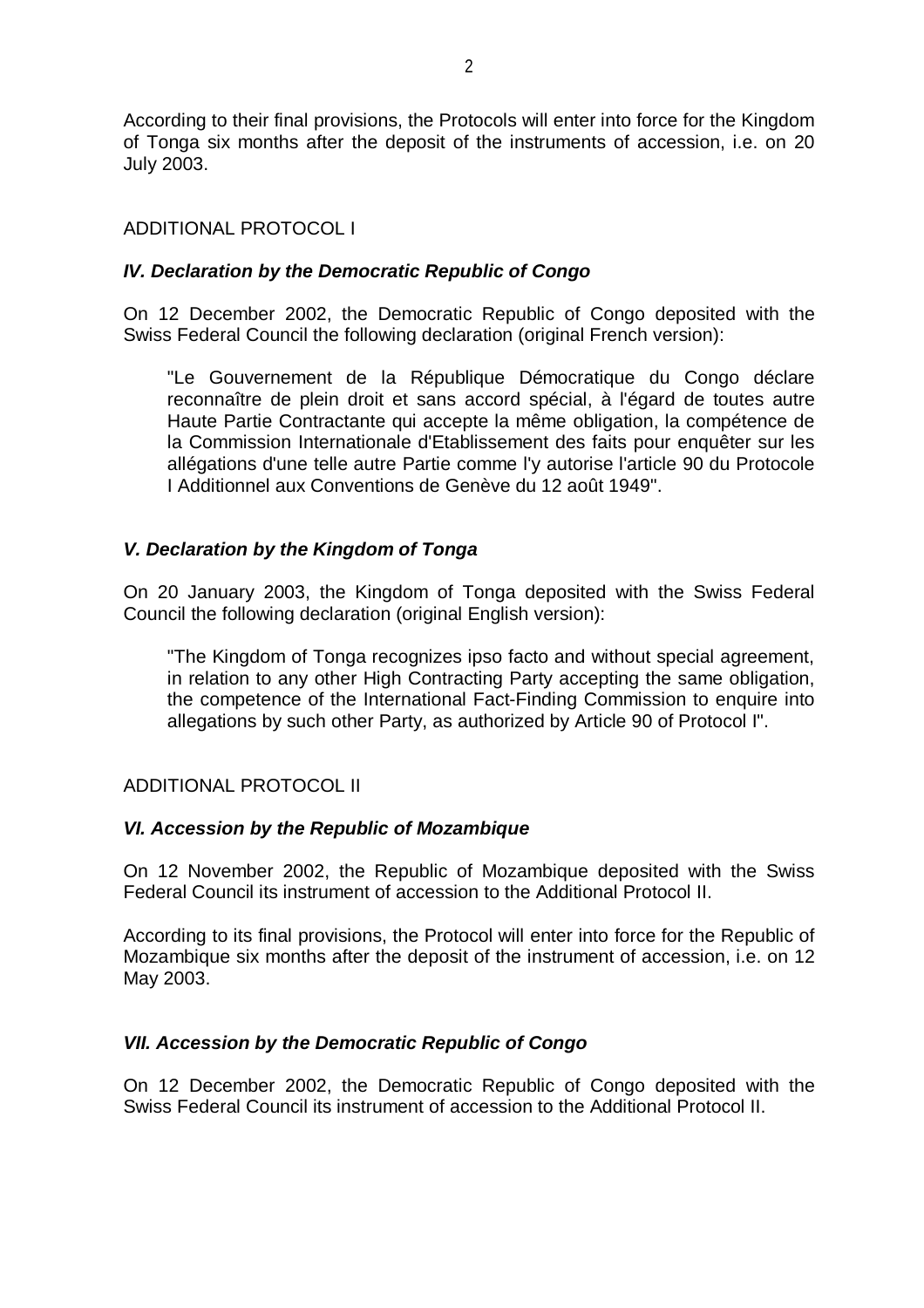According to their final provisions, the Protocols will enter into force for the Kingdom of Tonga six months after the deposit of the instruments of accession, i.e. on 20 July 2003.

## ADDITIONAL PROTOCOL I

### *IV. Declaration by the Democratic Republic of Congo*

On 12 December 2002, the Democratic Republic of Congo deposited with the Swiss Federal Council the following declaration (original French version):

> "Le Gouvernement de la République Démocratique du Congo déclare reconnaître de plein droit et sans accord spécial, à l'égard de toutes autre Haute Partie Contractante qui accepte la même obligation, la compétence de la Commission Internationale d'Etablissement des faits pour enquêter sur les allégations d'une telle autre Partie comme l'y autorise l'article 90 du Protocole I Additionnel aux Conventions de Genève du 12 août 1949".

### *V. Declaration by the Kingdom of Tonga*

On 20 January 2003, the Kingdom of Tonga deposited with the Swiss Federal Council the following declaration (original English version):

> "The Kingdom of Tonga recognizes ipso facto and without special agreement, in relation to any other High Contracting Party accepting the same obligation, the competence of the International Fact-Finding Commission to enquire into allegations by such other Party, as authorized by Article 90 of Protocol I".

## ADDITIONAL PROTOCOL II

### *VI. Accession by the Republic of Mozambique*

On 12 November 2002, the Republic of Mozambique deposited with the Swiss Federal Council its instrument of accession to the Additional Protocol II.

According to its final provisions, the Protocol will enter into force for the Republic of Mozambique six months after the deposit of the instrument of accession, i.e. on 12 May 2003.

### *VII. Accession by the Democratic Republic of Congo*

On 12 December 2002, the Democratic Republic of Congo deposited with the Swiss Federal Council its instrument of accession to the Additional Protocol II.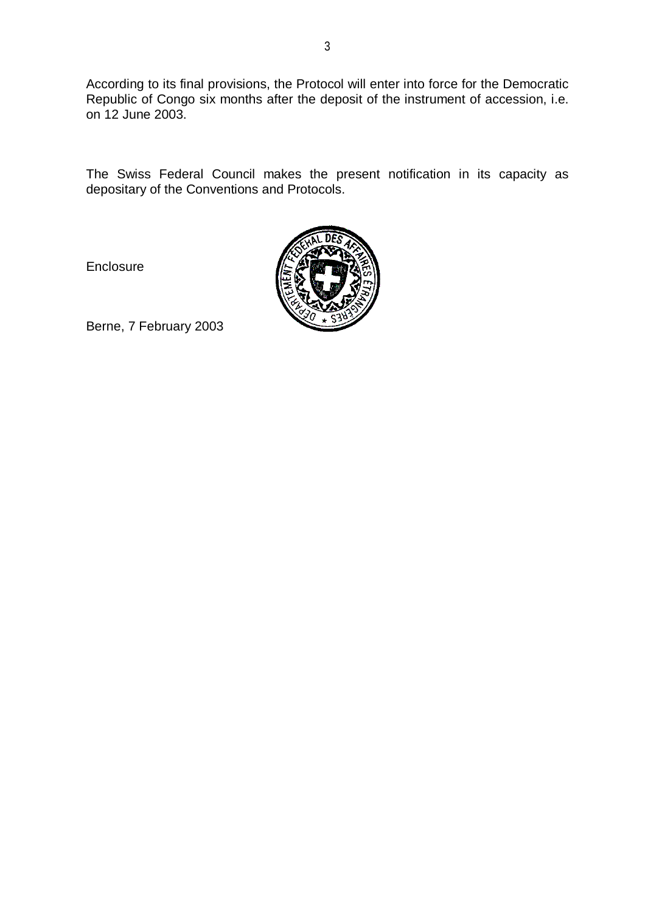According to its final provisions, the Protocol will enter into force for the Democratic Republic of Congo six months after the deposit of the instrument of accession, i.e. on 12 June 2003.

The Swiss Federal Council makes the present notification in its capacity as depositary of the Conventions and Protocols.

Enclosure

Berne, 7 February 2003